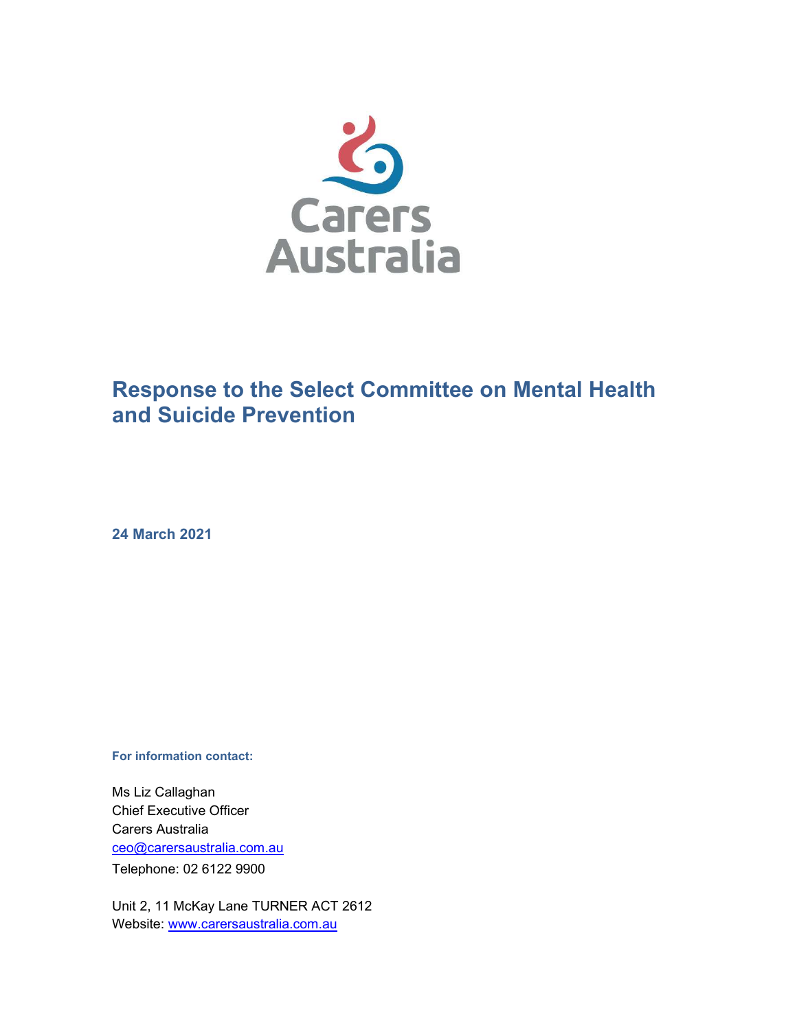Carers Australia

# Response to the Select Committee on Mental Health and Suicide Prevention

**24 March 2021**

**For information contact:**

Ms Liz Callaghan
Chief Executive Officer
Carers Australia
ceo@carersaustralia.com.au
Telephone: 02 6122 9900

Unit 2, 11 McKay Lane TURNER ACT 2612
Website: www.carersaustralia.com.au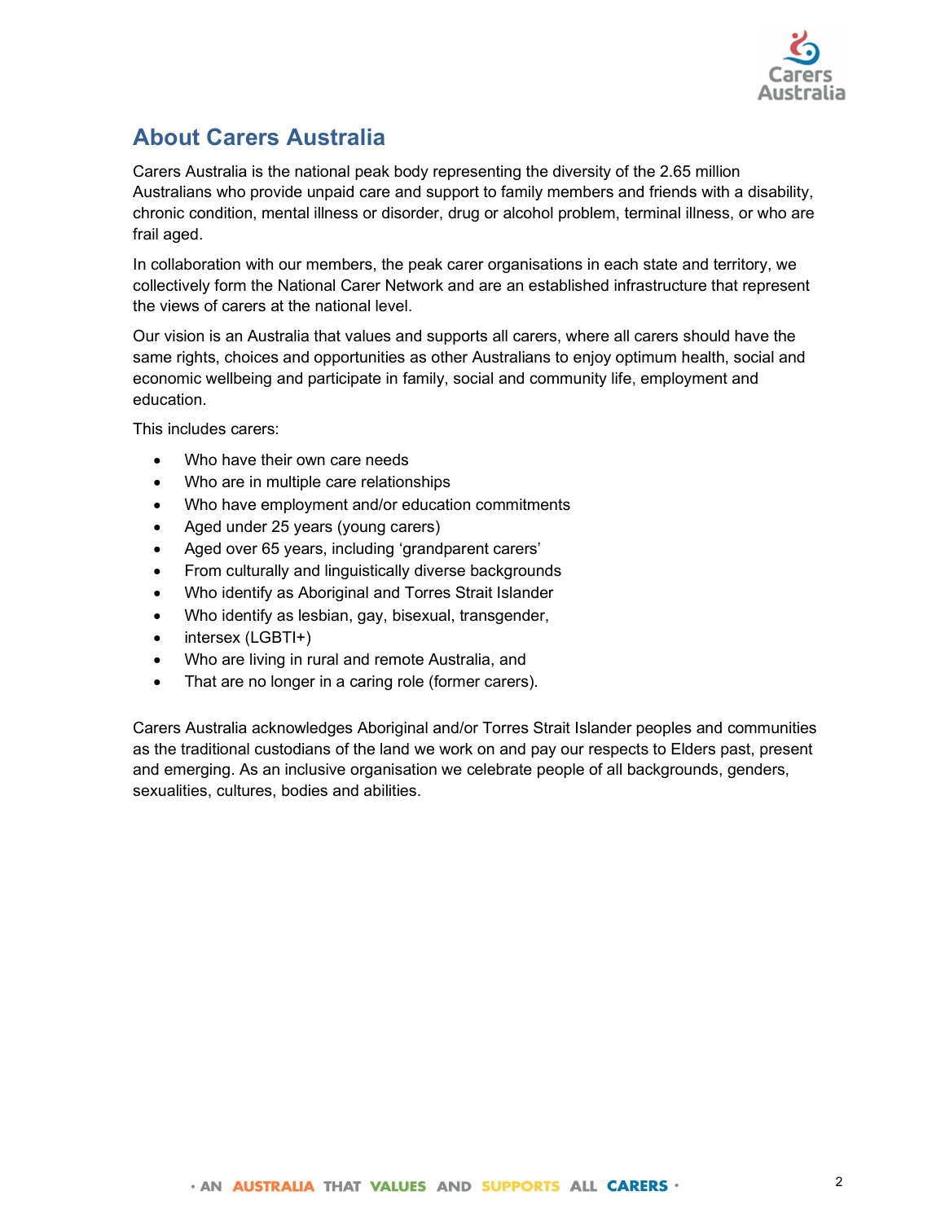## About Carers Australia

Carers Australia is the national peak body representing the diversity of the 2.65 million Australians who provide unpaid care and support to family members and friends with a disability, chronic condition, mental illness or disorder, drug or alcohol problem, terminal illness, or who are frail aged.

In collaboration with our members, the peak carer organisations in each state and territory, we collectively form the National Carer Network and are an established infrastructure that represent the views of carers at the national level.

Our vision is an Australia that values and supports all carers, where all carers should have the same rights, choices and opportunities as other Australians to enjoy optimum health, social and economic wellbeing and participate in family, social and community life, employment and education.

This includes carers:

- Who have their own care needs
- Who are in multiple care relationships
- Who have employment and/or education commitments
- Aged under 25 years (young carers)
- Aged over 65 years, including 'grandparent carers'
- From culturally and linguistically diverse backgrounds
- Who identify as Aboriginal and Torres Strait Islander
- Who identify as lesbian, gay, bisexual, transgender,
- intersex (LGBTI+)
- Who are living in rural and remote Australia, and
- That are no longer in a caring role (former carers).

Carers Australia acknowledges Aboriginal and/or Torres Strait Islander peoples and communities as the traditional custodians of the land we work on and pay our respects to Elders past, present and emerging. As an inclusive organisation we celebrate people of all backgrounds, genders, sexualities, cultures, bodies and abilities.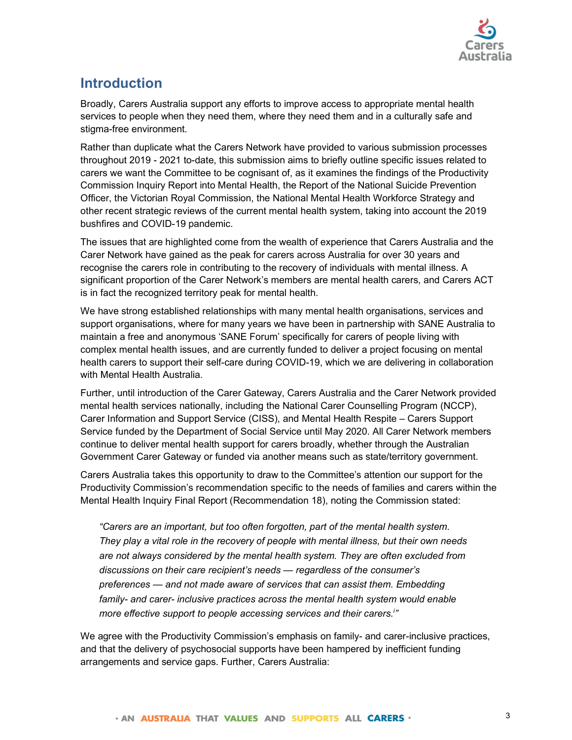## Introduction

Broadly, Carers Australia support any efforts to improve access to appropriate mental health services to people when they need them, where they need them and in a culturally safe and stigma-free environment.

Rather than duplicate what the Carers Network have provided to various submission processes throughout 2019 - 2021 to-date, this submission aims to briefly outline specific issues related to carers we want the Committee to be cognisant of, as it examines the findings of the Productivity Commission Inquiry Report into Mental Health, the Report of the National Suicide Prevention Officer, the Victorian Royal Commission, the National Mental Health Workforce Strategy and other recent strategic reviews of the current mental health system, taking into account the 2019 bushfires and COVID-19 pandemic.

The issues that are highlighted come from the wealth of experience that Carers Australia and the Carer Network have gained as the peak for carers across Australia for over 30 years and recognise the carers role in contributing to the recovery of individuals with mental illness. A significant proportion of the Carer Network's members are mental health carers, and Carers ACT is in fact the recognized territory peak for mental health.

We have strong established relationships with many mental health organisations, services and support organisations, where for many years we have been in partnership with SANE Australia to maintain a free and anonymous 'SANE Forum' specifically for carers of people living with complex mental health issues, and are currently funded to deliver a project focusing on mental health carers to support their self-care during COVID-19, which we are delivering in collaboration with Mental Health Australia.

Further, until introduction of the Carer Gateway, Carers Australia and the Carer Network provided mental health services nationally, including the National Carer Counselling Program (NCCP), Carer Information and Support Service (CISS), and Mental Health Respite – Carers Support Service funded by the Department of Social Service until May 2020. All Carer Network members continue to deliver mental health support for carers broadly, whether through the Australian Government Carer Gateway or funded via another means such as state/territory government.

Carers Australia takes this opportunity to draw to the Committee's attention our support for the Productivity Commission's recommendation specific to the needs of families and carers within the Mental Health Inquiry Final Report (Recommendation 18), noting the Commission stated:

> *"Carers are an important, but too often forgotten, part of the mental health system. They play a vital role in the recovery of people with mental illness, but their own needs are not always considered by the mental health system. They are often excluded from discussions on their care recipient's needs — regardless of the consumer's preferences — and not made aware of services that can assist them. Embedding family- and carer- inclusive practices across the mental health system would enable more effective support to people accessing services and their carers.[i]"*

We agree with the Productivity Commission's emphasis on family- and carer-inclusive practices, and that the delivery of psychosocial supports have been hampered by inefficient funding arrangements and service gaps. Further, Carers Australia: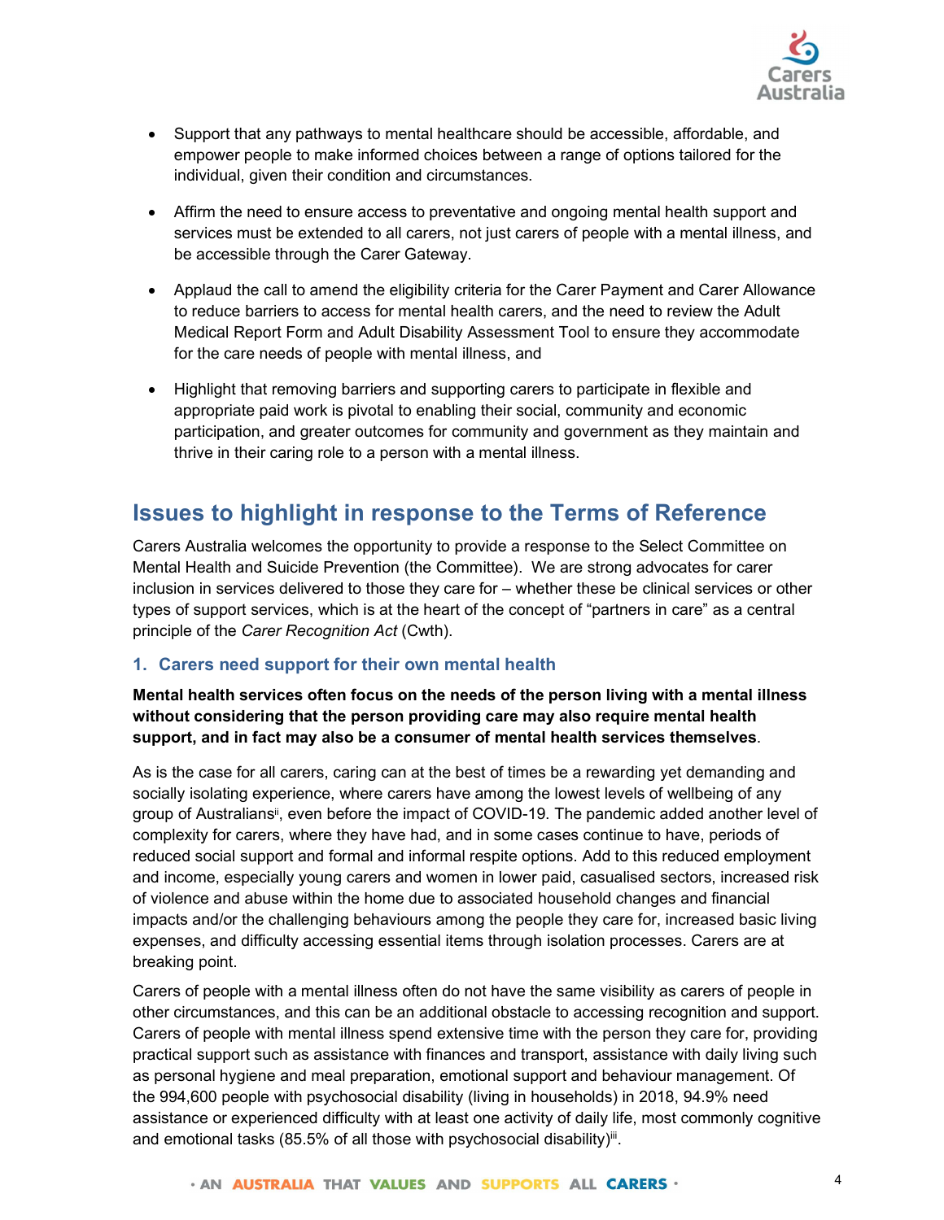- Support that any pathways to mental healthcare should be accessible, affordable, and empower people to make informed choices between a range of options tailored for the individual, given their condition and circumstances.
- Affirm the need to ensure access to preventative and ongoing mental health support and services must be extended to all carers, not just carers of people with a mental illness, and be accessible through the Carer Gateway.
- Applaud the call to amend the eligibility criteria for the Carer Payment and Carer Allowance to reduce barriers to access for mental health carers, and the need to review the Adult Medical Report Form and Adult Disability Assessment Tool to ensure they accommodate for the care needs of people with mental illness, and
- Highlight that removing barriers and supporting carers to participate in flexible and appropriate paid work is pivotal to enabling their social, community and economic participation, and greater outcomes for community and government as they maintain and thrive in their caring role to a person with a mental illness.

## Issues to highlight in response to the Terms of Reference

Carers Australia welcomes the opportunity to provide a response to the Select Committee on Mental Health and Suicide Prevention (the Committee). We are strong advocates for carer inclusion in services delivered to those they care for – whether these be clinical services or other types of support services, which is at the heart of the concept of "partners in care" as a central principle of the *Carer Recognition Act* (Cwth).

### 1. Carers need support for their own mental health

**Mental health services often focus on the needs of the person living with a mental illness without considering that the person providing care may also require mental health support, and in fact may also be a consumer of mental health services themselves**.

As is the case for all carers, caring can at the best of times be a rewarding yet demanding and socially isolating experience, where carers have among the lowest levels of wellbeing of any group of Australians[ii], even before the impact of COVID-19. The pandemic added another level of complexity for carers, where they have had, and in some cases continue to have, periods of reduced social support and formal and informal respite options. Add to this reduced employment and income, especially young carers and women in lower paid, casualised sectors, increased risk of violence and abuse within the home due to associated household changes and financial impacts and/or the challenging behaviours among the people they care for, increased basic living expenses, and difficulty accessing essential items through isolation processes. Carers are at breaking point.

Carers of people with a mental illness often do not have the same visibility as carers of people in other circumstances, and this can be an additional obstacle to accessing recognition and support. Carers of people with mental illness spend extensive time with the person they care for, providing practical support such as assistance with finances and transport, assistance with daily living such as personal hygiene and meal preparation, emotional support and behaviour management. Of the 994,600 people with psychosocial disability (living in households) in 2018, 94.9% need assistance or experienced difficulty with at least one activity of daily life, most commonly cognitive and emotional tasks (85.5% of all those with psychosocial disability)[iii].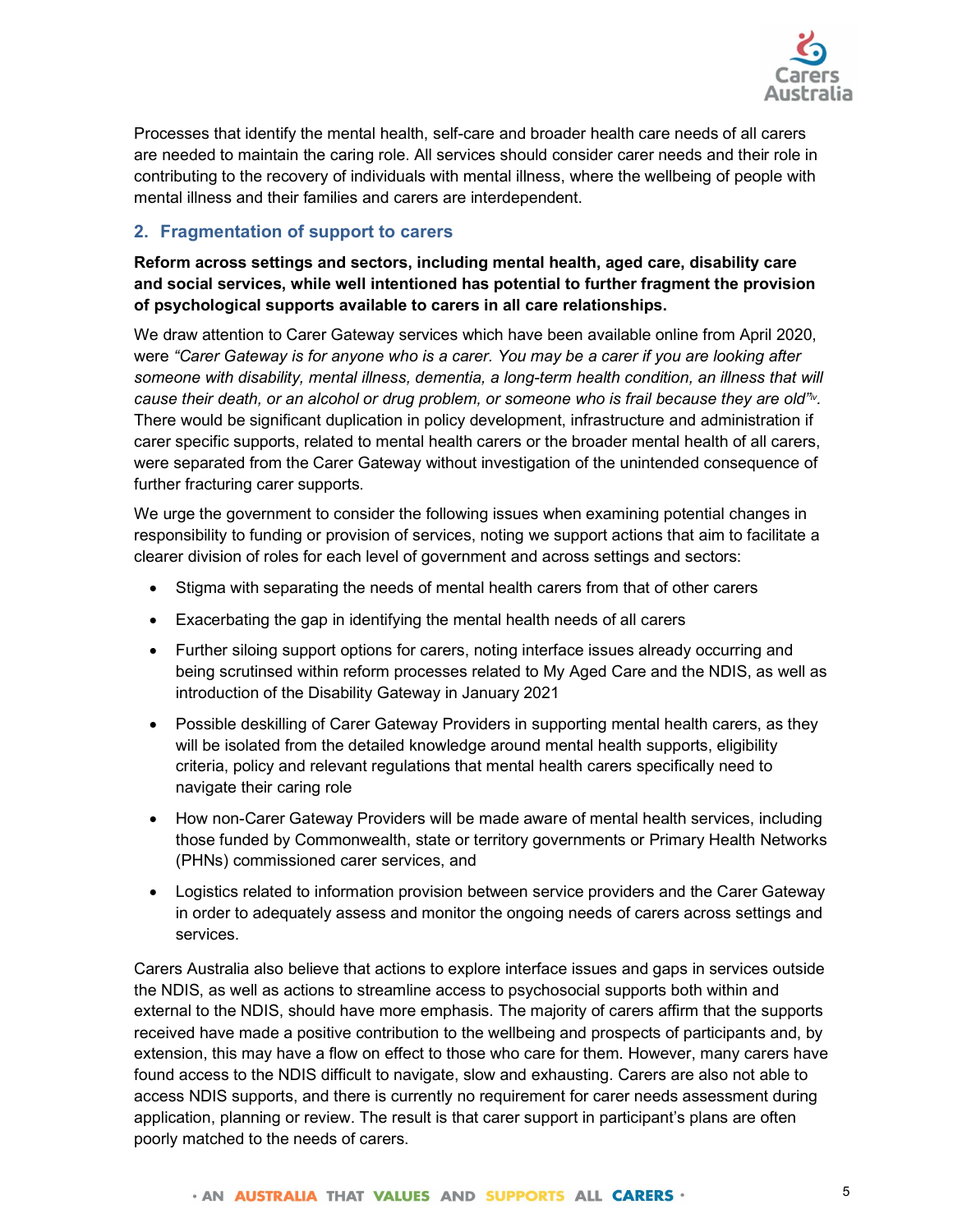Processes that identify the mental health, self-care and broader health care needs of all carers are needed to maintain the caring role. All services should consider carer needs and their role in contributing to the recovery of individuals with mental illness, where the wellbeing of people with mental illness and their families and carers are interdependent.

## 2. Fragmentation of support to carers

**Reform across settings and sectors, including mental health, aged care, disability care and social services, while well intentioned has potential to further fragment the provision of psychological supports available to carers in all care relationships.**

We draw attention to Carer Gateway services which have been available online from April 2020, were *"Carer Gateway is for anyone who is a carer. You may be a carer if you are looking after someone with disability, mental illness, dementia, a long-term health condition, an illness that will cause their death, or an alcohol or drug problem, or someone who is frail because they are old"*[iv]. There would be significant duplication in policy development, infrastructure and administration if carer specific supports, related to mental health carers or the broader mental health of all carers, were separated from the Carer Gateway without investigation of the unintended consequence of further fracturing carer supports.

We urge the government to consider the following issues when examining potential changes in responsibility to funding or provision of services, noting we support actions that aim to facilitate a clearer division of roles for each level of government and across settings and sectors:

- Stigma with separating the needs of mental health carers from that of other carers
- Exacerbating the gap in identifying the mental health needs of all carers
- Further siloing support options for carers, noting interface issues already occurring and being scrutinsed within reform processes related to My Aged Care and the NDIS, as well as introduction of the Disability Gateway in January 2021
- Possible deskilling of Carer Gateway Providers in supporting mental health carers, as they will be isolated from the detailed knowledge around mental health supports, eligibility criteria, policy and relevant regulations that mental health carers specifically need to navigate their caring role
- How non-Carer Gateway Providers will be made aware of mental health services, including those funded by Commonwealth, state or territory governments or Primary Health Networks (PHNs) commissioned carer services, and
- Logistics related to information provision between service providers and the Carer Gateway in order to adequately assess and monitor the ongoing needs of carers across settings and services.

Carers Australia also believe that actions to explore interface issues and gaps in services outside the NDIS, as well as actions to streamline access to psychosocial supports both within and external to the NDIS, should have more emphasis. The majority of carers affirm that the supports received have made a positive contribution to the wellbeing and prospects of participants and, by extension, this may have a flow on effect to those who care for them. However, many carers have found access to the NDIS difficult to navigate, slow and exhausting. Carers are also not able to access NDIS supports, and there is currently no requirement for carer needs assessment during application, planning or review. The result is that carer support in participant's plans are often poorly matched to the needs of carers.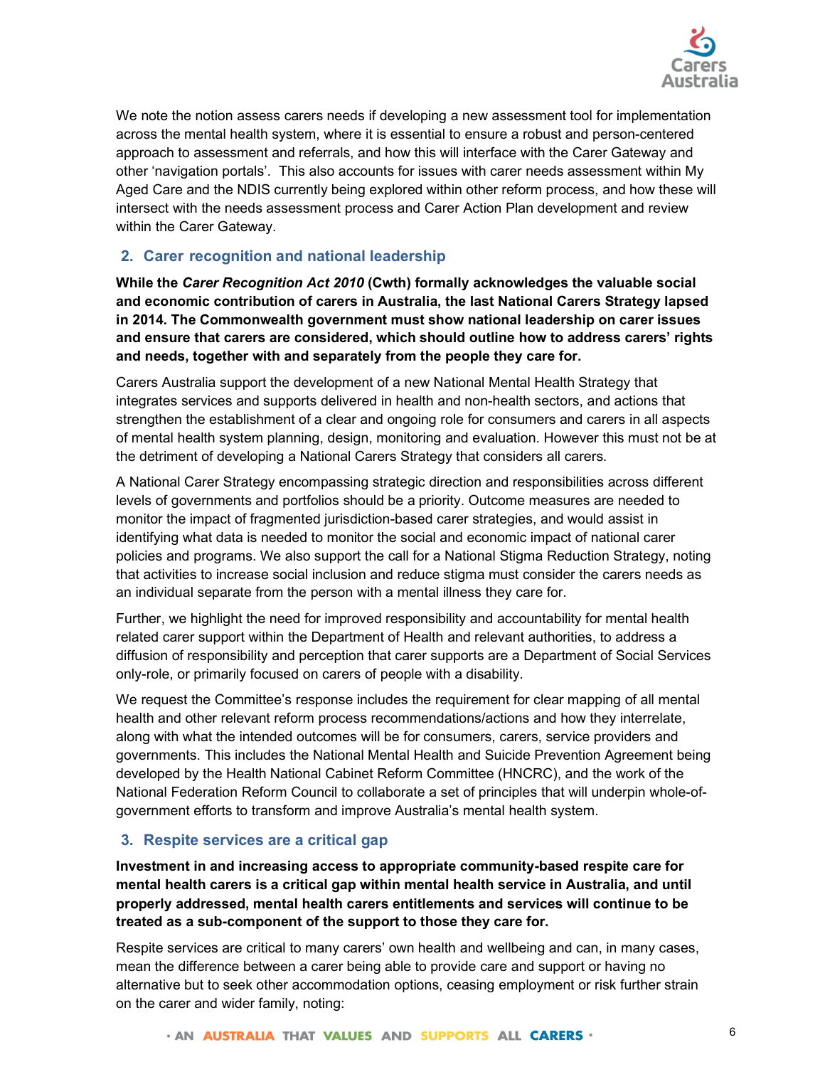We note the notion assess carers needs if developing a new assessment tool for implementation across the mental health system, where it is essential to ensure a robust and person-centered approach to assessment and referrals, and how this will interface with the Carer Gateway and other 'navigation portals'. This also accounts for issues with carer needs assessment within My Aged Care and the NDIS currently being explored within other reform process, and how these will intersect with the needs assessment process and Carer Action Plan development and review within the Carer Gateway.

## 2. Carer recognition and national leadership

**While the *Carer Recognition Act 2010* (Cwth) formally acknowledges the valuable social and economic contribution of carers in Australia, the last National Carers Strategy lapsed in 2014. The Commonwealth government must show national leadership on carer issues and ensure that carers are considered, which should outline how to address carers' rights and needs, together with and separately from the people they care for.**

Carers Australia support the development of a new National Mental Health Strategy that integrates services and supports delivered in health and non-health sectors, and actions that strengthen the establishment of a clear and ongoing role for consumers and carers in all aspects of mental health system planning, design, monitoring and evaluation. However this must not be at the detriment of developing a National Carers Strategy that considers all carers.

A National Carer Strategy encompassing strategic direction and responsibilities across different levels of governments and portfolios should be a priority. Outcome measures are needed to monitor the impact of fragmented jurisdiction-based carer strategies, and would assist in identifying what data is needed to monitor the social and economic impact of national carer policies and programs. We also support the call for a National Stigma Reduction Strategy, noting that activities to increase social inclusion and reduce stigma must consider the carers needs as an individual separate from the person with a mental illness they care for.

Further, we highlight the need for improved responsibility and accountability for mental health related carer support within the Department of Health and relevant authorities, to address a diffusion of responsibility and perception that carer supports are a Department of Social Services only-role, or primarily focused on carers of people with a disability.

We request the Committee's response includes the requirement for clear mapping of all mental health and other relevant reform process recommendations/actions and how they interrelate, along with what the intended outcomes will be for consumers, carers, service providers and governments. This includes the National Mental Health and Suicide Prevention Agreement being developed by the Health National Cabinet Reform Committee (HNCRC), and the work of the National Federation Reform Council to collaborate a set of principles that will underpin whole-of-government efforts to transform and improve Australia's mental health system.

## 3. Respite services are a critical gap

**Investment in and increasing access to appropriate community-based respite care for mental health carers is a critical gap within mental health service in Australia, and until properly addressed, mental health carers entitlements and services will continue to be treated as a sub-component of the support to those they care for.**

Respite services are critical to many carers' own health and wellbeing and can, in many cases, mean the difference between a carer being able to provide care and support or having no alternative but to seek other accommodation options, ceasing employment or risk further strain on the carer and wider family, noting: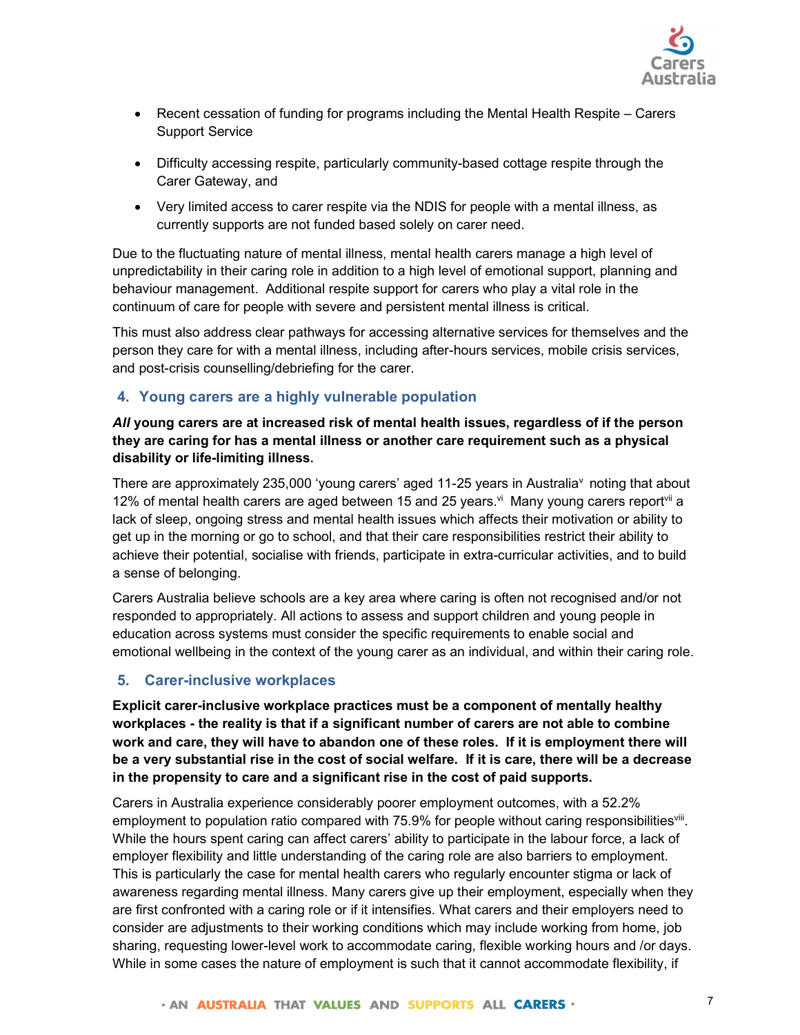- Recent cessation of funding for programs including the Mental Health Respite – Carers Support Service
- Difficulty accessing respite, particularly community-based cottage respite through the Carer Gateway, and
- Very limited access to carer respite via the NDIS for people with a mental illness, as currently supports are not funded based solely on carer need.

Due to the fluctuating nature of mental illness, mental health carers manage a high level of unpredictability in their caring role in addition to a high level of emotional support, planning and behaviour management. Additional respite support for carers who play a vital role in the continuum of care for people with severe and persistent mental illness is critical.

This must also address clear pathways for accessing alternative services for themselves and the person they care for with a mental illness, including after-hours services, mobile crisis services, and post-crisis counselling/debriefing for the carer.

## 4. Young carers are a highly vulnerable population

***All* young carers are at increased risk of mental health issues, regardless of if the person they are caring for has a mental illness or another care requirement such as a physical disability or life-limiting illness.**

There are approximately 235,000 'young carers' aged 11-25 years in Australia[v] noting that about 12% of mental health carers are aged between 15 and 25 years.[vi] Many young carers report[vii] a lack of sleep, ongoing stress and mental health issues which affects their motivation or ability to get up in the morning or go to school, and that their care responsibilities restrict their ability to achieve their potential, socialise with friends, participate in extra-curricular activities, and to build a sense of belonging.

Carers Australia believe schools are a key area where caring is often not recognised and/or not responded to appropriately. All actions to assess and support children and young people in education across systems must consider the specific requirements to enable social and emotional wellbeing in the context of the young carer as an individual, and within their caring role.

## 5. Carer-inclusive workplaces

**Explicit carer-inclusive workplace practices must be a component of mentally healthy workplaces - the reality is that if a significant number of carers are not able to combine work and care, they will have to abandon one of these roles. If it is employment there will be a very substantial rise in the cost of social welfare. If it is care, there will be a decrease in the propensity to care and a significant rise in the cost of paid supports.**

Carers in Australia experience considerably poorer employment outcomes, with a 52.2% employment to population ratio compared with 75.9% for people without caring responsibilities[viii]. While the hours spent caring can affect carers' ability to participate in the labour force, a lack of employer flexibility and little understanding of the caring role are also barriers to employment. This is particularly the case for mental health carers who regularly encounter stigma or lack of awareness regarding mental illness. Many carers give up their employment, especially when they are first confronted with a caring role or if it intensifies. What carers and their employers need to consider are adjustments to their working conditions which may include working from home, job sharing, requesting lower-level work to accommodate caring, flexible working hours and /or days. While in some cases the nature of employment is such that it cannot accommodate flexibility, if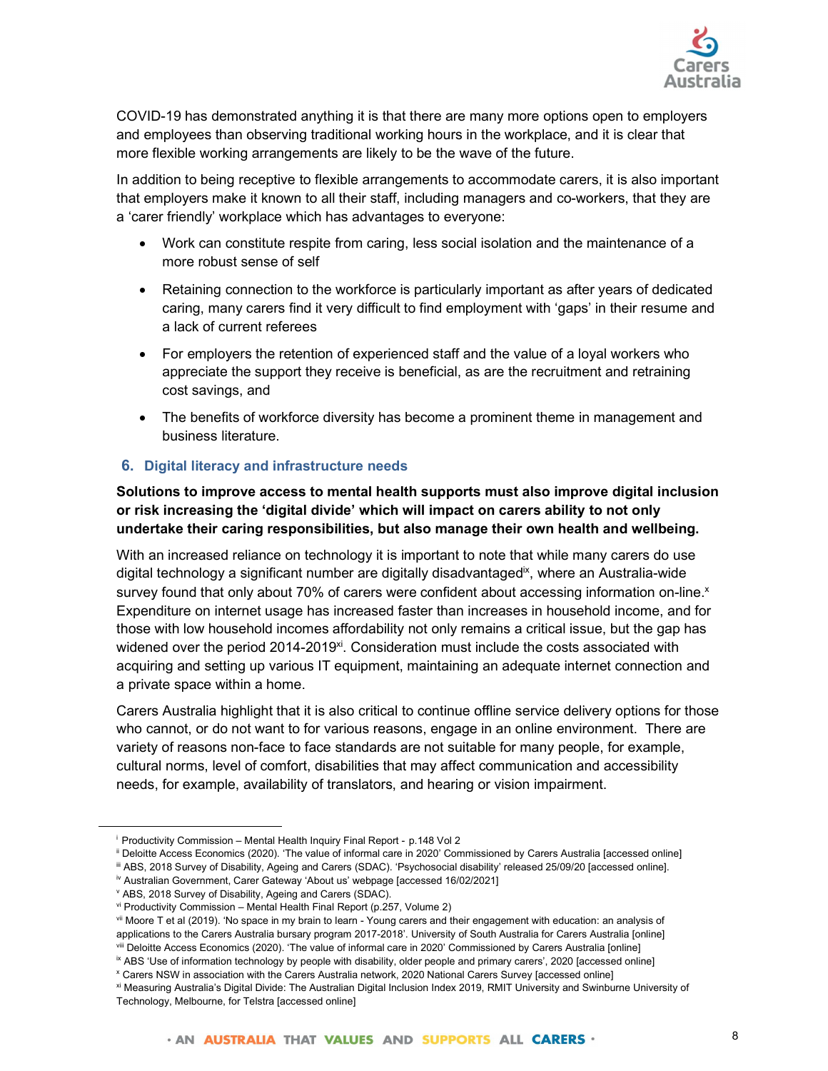COVID-19 has demonstrated anything it is that there are many more options open to employers and employees than observing traditional working hours in the workplace, and it is clear that more flexible working arrangements are likely to be the wave of the future.

In addition to being receptive to flexible arrangements to accommodate carers, it is also important that employers make it known to all their staff, including managers and co-workers, that they are a 'carer friendly' workplace which has advantages to everyone:

- Work can constitute respite from caring, less social isolation and the maintenance of a more robust sense of self
- Retaining connection to the workforce is particularly important as after years of dedicated caring, many carers find it very difficult to find employment with 'gaps' in their resume and a lack of current referees
- For employers the retention of experienced staff and the value of a loyal workers who appreciate the support they receive is beneficial, as are the recruitment and retraining cost savings, and
- The benefits of workforce diversity has become a prominent theme in management and business literature.

## 6. Digital literacy and infrastructure needs

**Solutions to improve access to mental health supports must also improve digital inclusion or risk increasing the 'digital divide' which will impact on carers ability to not only undertake their caring responsibilities, but also manage their own health and wellbeing.**

With an increased reliance on technology it is important to note that while many carers do use digital technology a significant number are digitally disadvantaged[ix], where an Australia-wide survey found that only about 70% of carers were confident about accessing information on-line.[x] Expenditure on internet usage has increased faster than increases in household income, and for those with low household incomes affordability not only remains a critical issue, but the gap has widened over the period 2014-2019[xi]. Consideration must include the costs associated with acquiring and setting up various IT equipment, maintaining an adequate internet connection and a private space within a home.

Carers Australia highlight that it is also critical to continue offline service delivery options for those who cannot, or do not want to for various reasons, engage in an online environment. There are variety of reasons non-face to face standards are not suitable for many people, for example, cultural norms, level of comfort, disabilities that may affect communication and accessibility needs, for example, availability of translators, and hearing or vision impairment.

---

[i] Productivity Commission – Mental Health Inquiry Final Report - p.148 Vol 2

[ii] Deloitte Access Economics (2020). 'The value of informal care in 2020' Commissioned by Carers Australia [accessed online]

[iii] ABS, 2018 Survey of Disability, Ageing and Carers (SDAC). 'Psychosocial disability' released 25/09/20 [accessed online].

[iv] Australian Government, Carer Gateway 'About us' webpage [accessed 16/02/2021]

[v] ABS, 2018 Survey of Disability, Ageing and Carers (SDAC).

[vi] Productivity Commission – Mental Health Final Report (p.257, Volume 2)

[vii] Moore T et al (2019). 'No space in my brain to learn - Young carers and their engagement with education: an analysis of applications to the Carers Australia bursary program 2017-2018'. University of South Australia for Carers Australia [online]

[viii] Deloitte Access Economics (2020). 'The value of informal care in 2020' Commissioned by Carers Australia [online]

[ix] ABS 'Use of information technology by people with disability, older people and primary carers', 2020 [accessed online]

[x] Carers NSW in association with the Carers Australia network, 2020 National Carers Survey [accessed online]

[xi] Measuring Australia's Digital Divide: The Australian Digital Inclusion Index 2019, RMIT University and Swinburne University of Technology, Melbourne, for Telstra [accessed online]